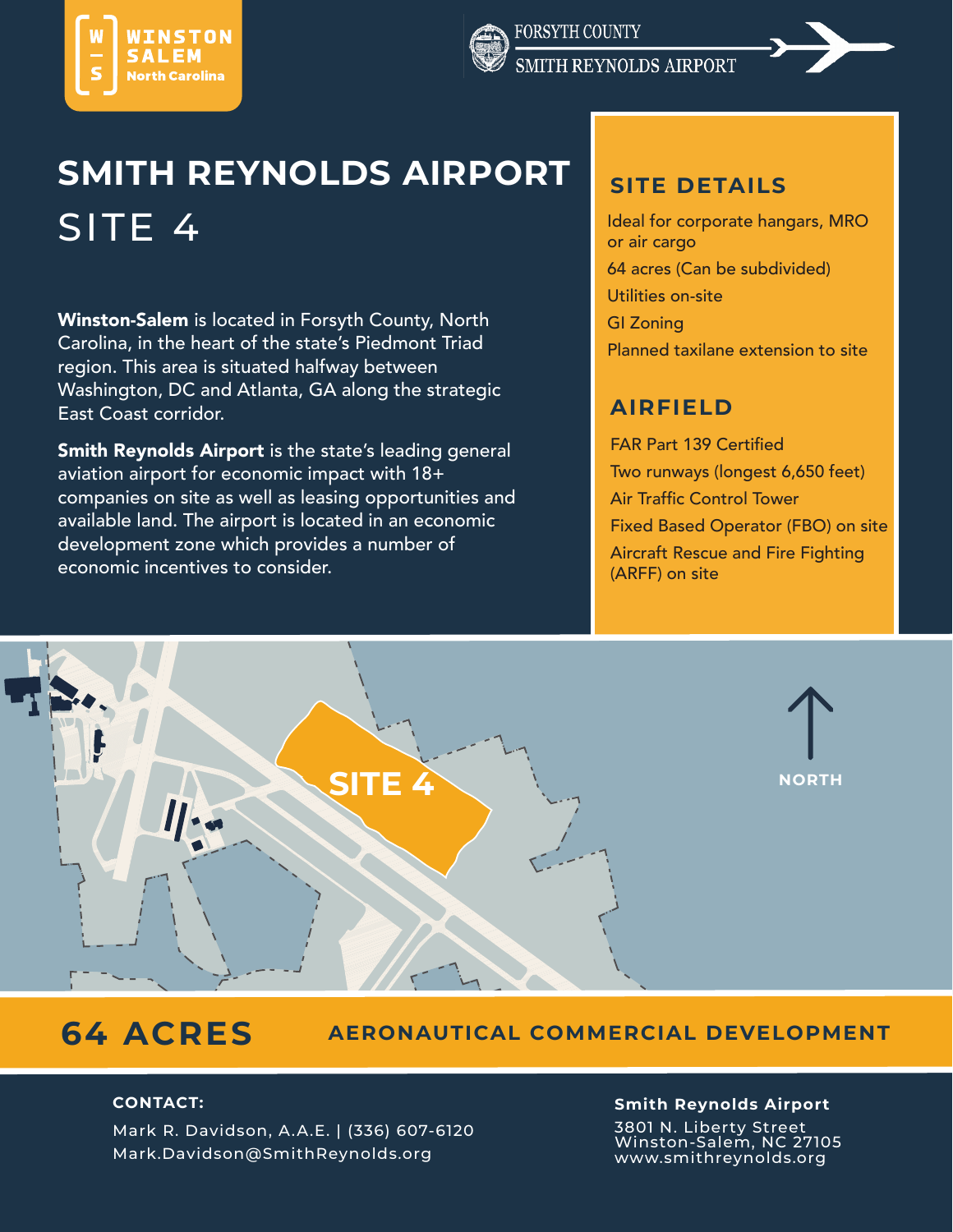WINSTON SALEM North Carolina

FORSYTH COUNTY SMITH REYNOLDS AIRPORT

# SMITH REYNOLDS AIRPORT

## SITE 4

**Winston-Salem** is located in Forsyth County, North Carolina, in the heart of the state's Piedmont Triad region. This area is situated halfway between Washington, DC and Atlanta, GA along the strategic East Coast corridor.

**Smith Reynolds Airport** is the state's leading general aviation airport for economic impact with 18+ companies on site as well as leasing opportunities and available land. The airport is located in an economic development zone which provides a number of economic incentives to consider.

### SITE DETAILS

- Ideal for corporate hangars, MRO or air cargo
- 64 acres (Can be subdivided)
- Utilities on-site
- GI Zoning
- Planned taxilane extension to site

### AIRFIELD

- FAR Part 139 Certified
- Two runways (longest 6,650 feet)
- Air Traffic Control Tower
- Fixed Based Operator (FBO) on site
- Aircraft Rescue and Fire Fighting (ARFF) on site

SITE 4

NORTH

## 64 ACRES

**AERONAUTICAL COMMERCIAL DEVELOPMENT**

**CONTACT:**

Mark R. Davidson, A.A.E. | (336) 607-6120
Mark.Davidson@SmithReynolds.org

**Smith Reynolds Airport**
3801 N. Liberty Street
Winston-Salem, NC 27105
www.smithreynolds.org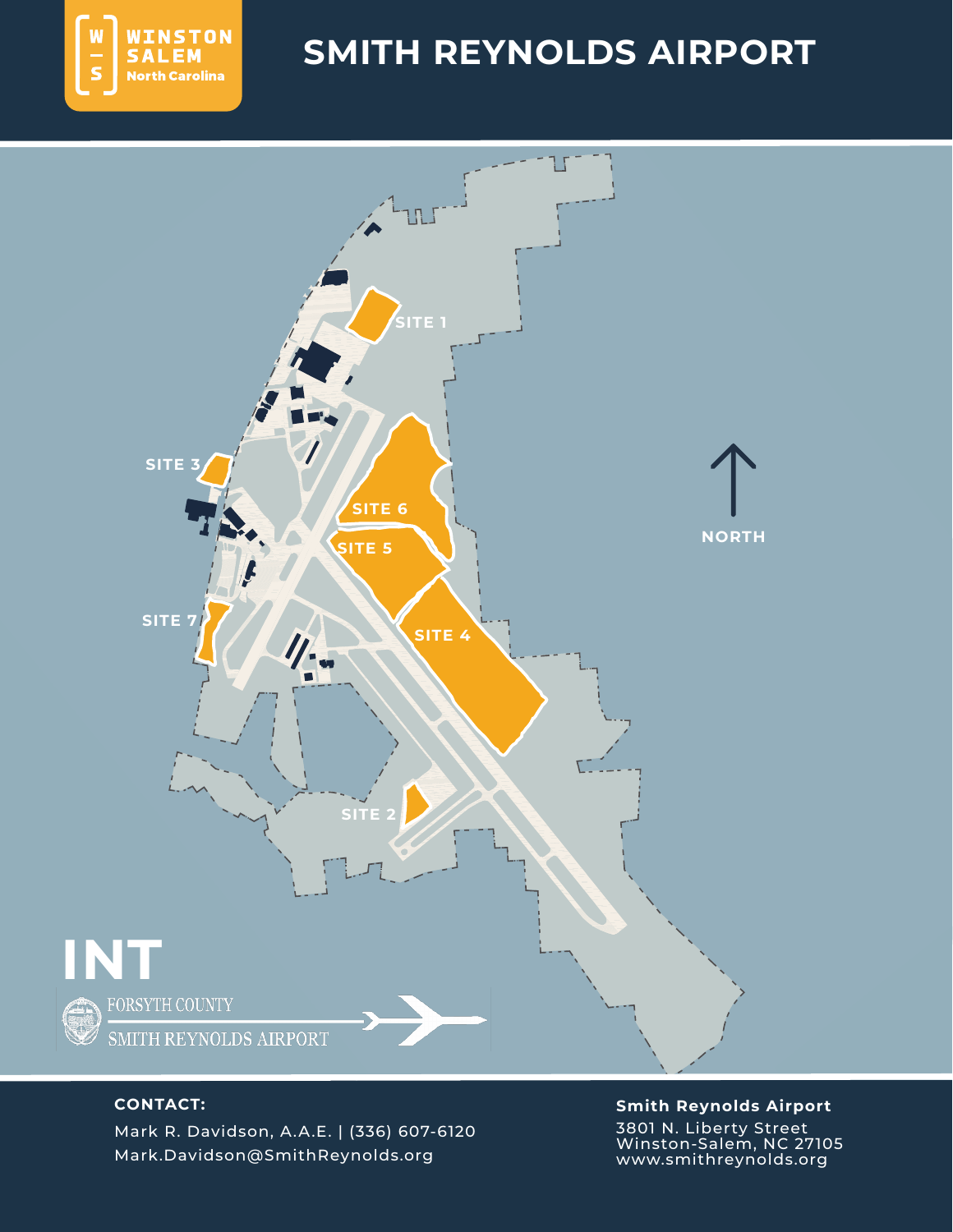# SMITH REYNOLDS AIRPORT

WINSTON SALEM North Carolina

SITE 1

SITE 3

SITE 6

SITE 5

SITE 7

SITE 4

SITE 2

NORTH

INT

FORSYTH COUNTY

SMITH REYNOLDS AIRPORT

**CONTACT:**

Mark R. Davidson, A.A.E. | (336) 607-6120
Mark.Davidson@SmithReynolds.org

**Smith Reynolds Airport**
3801 N. Liberty Street
Winston-Salem, NC 27105
www.smithreynolds.org